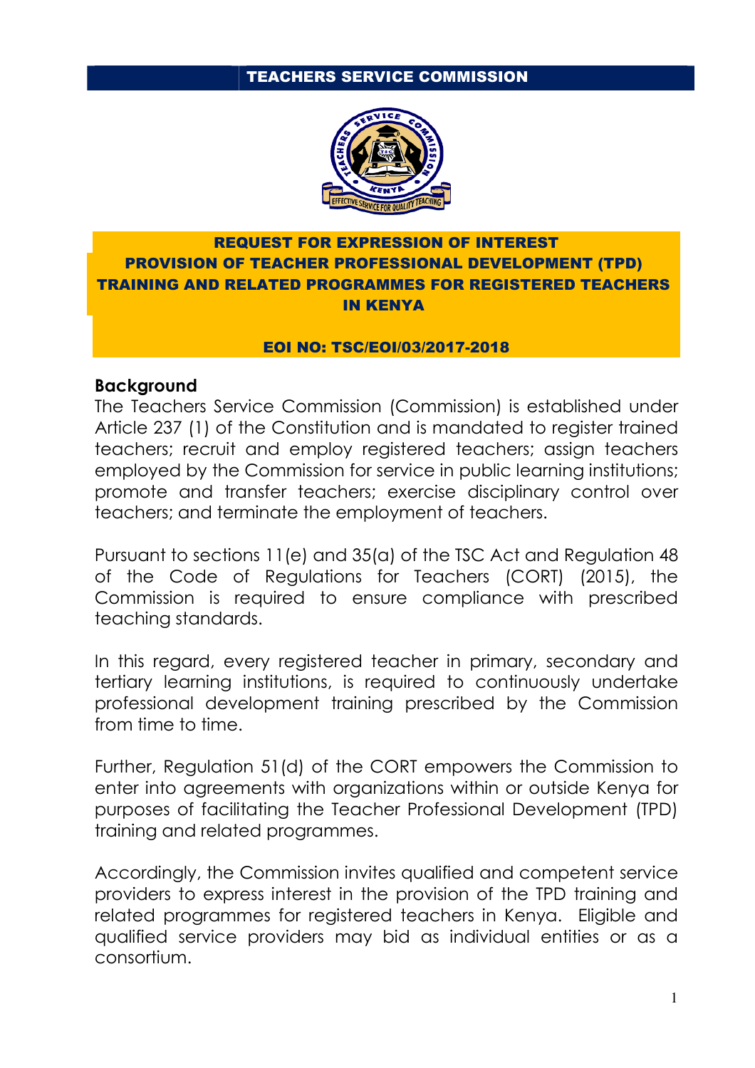# TEACHERS SERVICE COMMISSION

## REQUEST FOR EXPRESSION OF INTEREST
## PROVISION OF TEACHER PROFESSIONAL DEVELOPMENT (TPD) TRAINING AND RELATED PROGRAMMES FOR REGISTERED TEACHERS IN KENYA

**EOI NO: TSC/EOI/03/2017-2018**

### Background

The Teachers Service Commission (Commission) is established under Article 237 (1) of the Constitution and is mandated to register trained teachers; recruit and employ registered teachers; assign teachers employed by the Commission for service in public learning institutions; promote and transfer teachers; exercise disciplinary control over teachers; and terminate the employment of teachers.

Pursuant to sections 11(e) and 35(a) of the TSC Act and Regulation 48 of the Code of Regulations for Teachers (CORT) (2015), the Commission is required to ensure compliance with prescribed teaching standards.

In this regard, every registered teacher in primary, secondary and tertiary learning institutions, is required to continuously undertake professional development training prescribed by the Commission from time to time.

Further, Regulation 51(d) of the CORT empowers the Commission to enter into agreements with organizations within or outside Kenya for purposes of facilitating the Teacher Professional Development (TPD) training and related programmes.

Accordingly, the Commission invites qualified and competent service providers to express interest in the provision of the TPD training and related programmes for registered teachers in Kenya. Eligible and qualified service providers may bid as individual entities or as a consortium.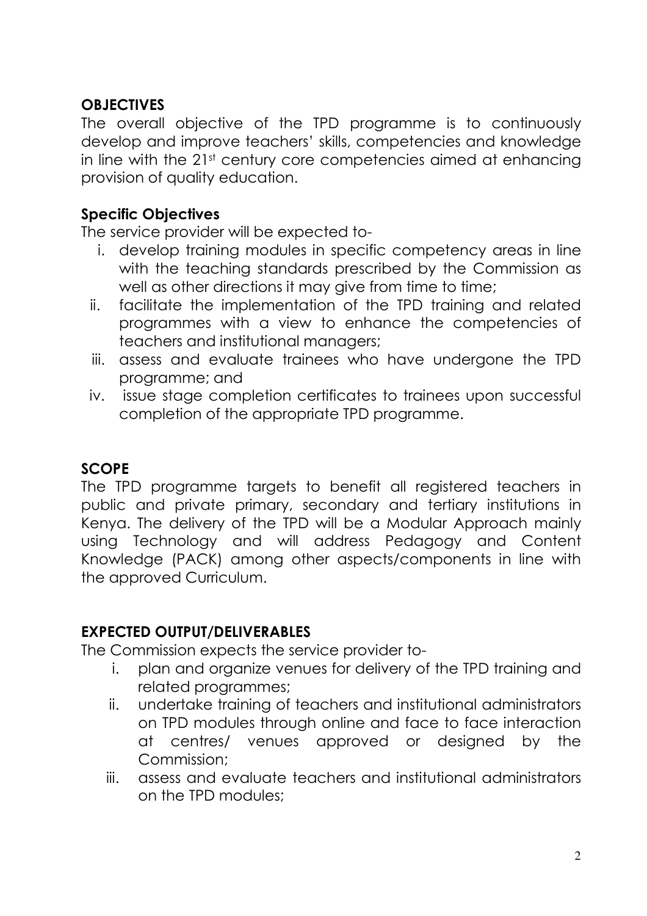## OBJECTIVES

The overall objective of the TPD programme is to continuously develop and improve teachers' skills, competencies and knowledge in line with the 21st century core competencies aimed at enhancing provision of quality education.

### Specific Objectives

The service provider will be expected to-

i. develop training modules in specific competency areas in line with the teaching standards prescribed by the Commission as well as other directions it may give from time to time;
ii. facilitate the implementation of the TPD training and related programmes with a view to enhance the competencies of teachers and institutional managers;
iii. assess and evaluate trainees who have undergone the TPD programme; and
iv. issue stage completion certificates to trainees upon successful completion of the appropriate TPD programme.

## SCOPE

The TPD programme targets to benefit all registered teachers in public and private primary, secondary and tertiary institutions in Kenya. The delivery of the TPD will be a Modular Approach mainly using Technology and will address Pedagogy and Content Knowledge (PACK) among other aspects/components in line with the approved Curriculum.

## EXPECTED OUTPUT/DELIVERABLES

The Commission expects the service provider to-

i. plan and organize venues for delivery of the TPD training and related programmes;
ii. undertake training of teachers and institutional administrators on TPD modules through online and face to face interaction at centres/ venues approved or designed by the Commission;
iii. assess and evaluate teachers and institutional administrators on the TPD modules;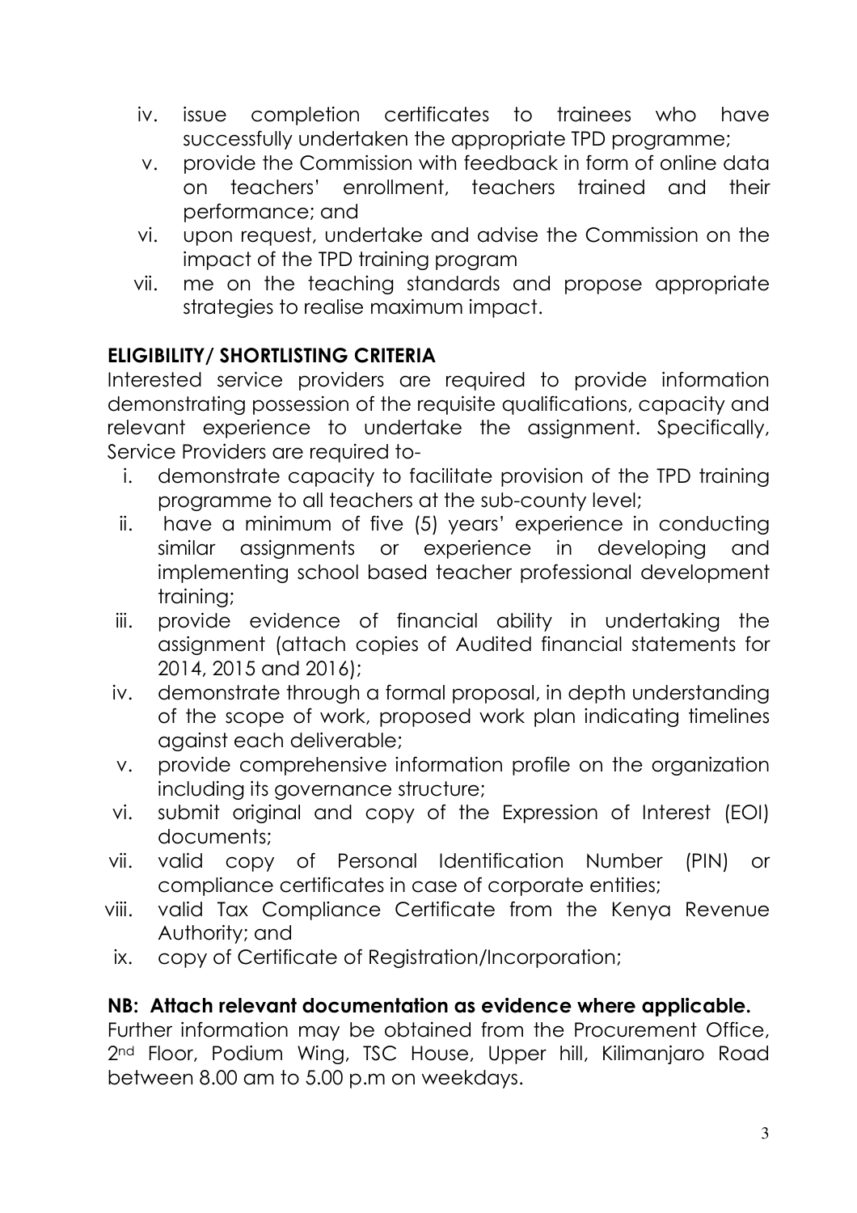iv. issue completion certificates to trainees who have successfully undertaken the appropriate TPD programme;
v. provide the Commission with feedback in form of online data on teachers' enrollment, teachers trained and their performance; and
vi. upon request, undertake and advise the Commission on the impact of the TPD training program
vii. me on the teaching standards and propose appropriate strategies to realise maximum impact.

**ELIGIBILITY/ SHORTLISTING CRITERIA**

Interested service providers are required to provide information demonstrating possession of the requisite qualifications, capacity and relevant experience to undertake the assignment. Specifically, Service Providers are required to-

i. demonstrate capacity to facilitate provision of the TPD training programme to all teachers at the sub-county level;
ii. have a minimum of five (5) years' experience in conducting similar assignments or experience in developing and implementing school based teacher professional development training;
iii. provide evidence of financial ability in undertaking the assignment (attach copies of Audited financial statements for 2014, 2015 and 2016);
iv. demonstrate through a formal proposal, in depth understanding of the scope of work, proposed work plan indicating timelines against each deliverable;
v. provide comprehensive information profile on the organization including its governance structure;
vi. submit original and copy of the Expression of Interest (EOI) documents;
vii. valid copy of Personal Identification Number (PIN) or compliance certificates in case of corporate entities;
viii. valid Tax Compliance Certificate from the Kenya Revenue Authority; and
ix. copy of Certificate of Registration/Incorporation;

**NB: Attach relevant documentation as evidence where applicable.**

Further information may be obtained from the Procurement Office, 2nd Floor, Podium Wing, TSC House, Upper hill, Kilimanjaro Road between 8.00 am to 5.00 p.m on weekdays.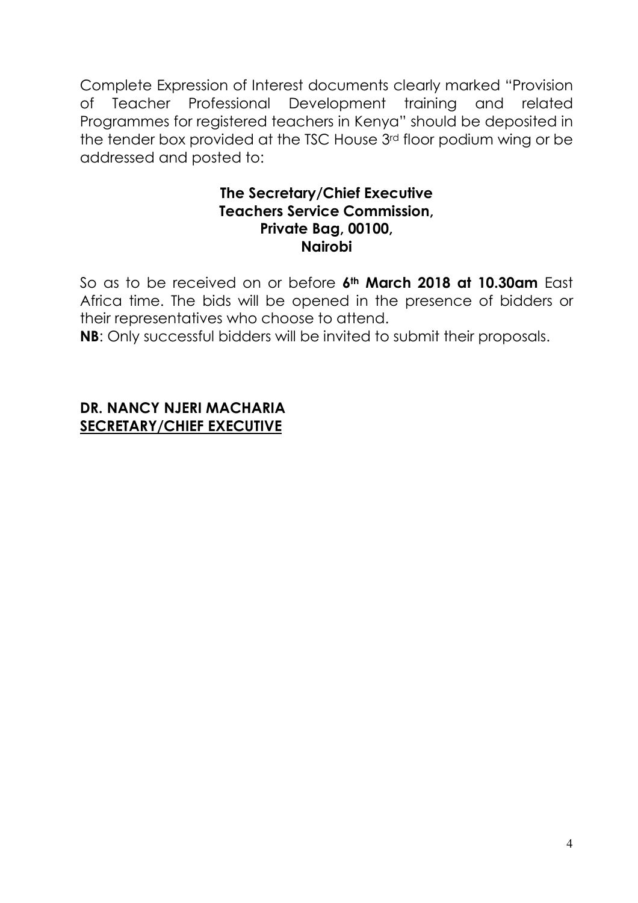Complete Expression of Interest documents clearly marked "Provision of Teacher Professional Development training and related Programmes for registered teachers in Kenya" should be deposited in the tender box provided at the TSC House 3rd floor podium wing or be addressed and posted to:

**The Secretary/Chief Executive**  
**Teachers Service Commission,**  
**Private Bag, 00100,**  
**Nairobi**

So as to be received on or before **6th March 2018 at 10.30am** East Africa time. The bids will be opened in the presence of bidders or their representatives who choose to attend.

**NB**: Only successful bidders will be invited to submit their proposals.

**DR. NANCY NJERI MACHARIA**  
**SECRETARY/CHIEF EXECUTIVE**